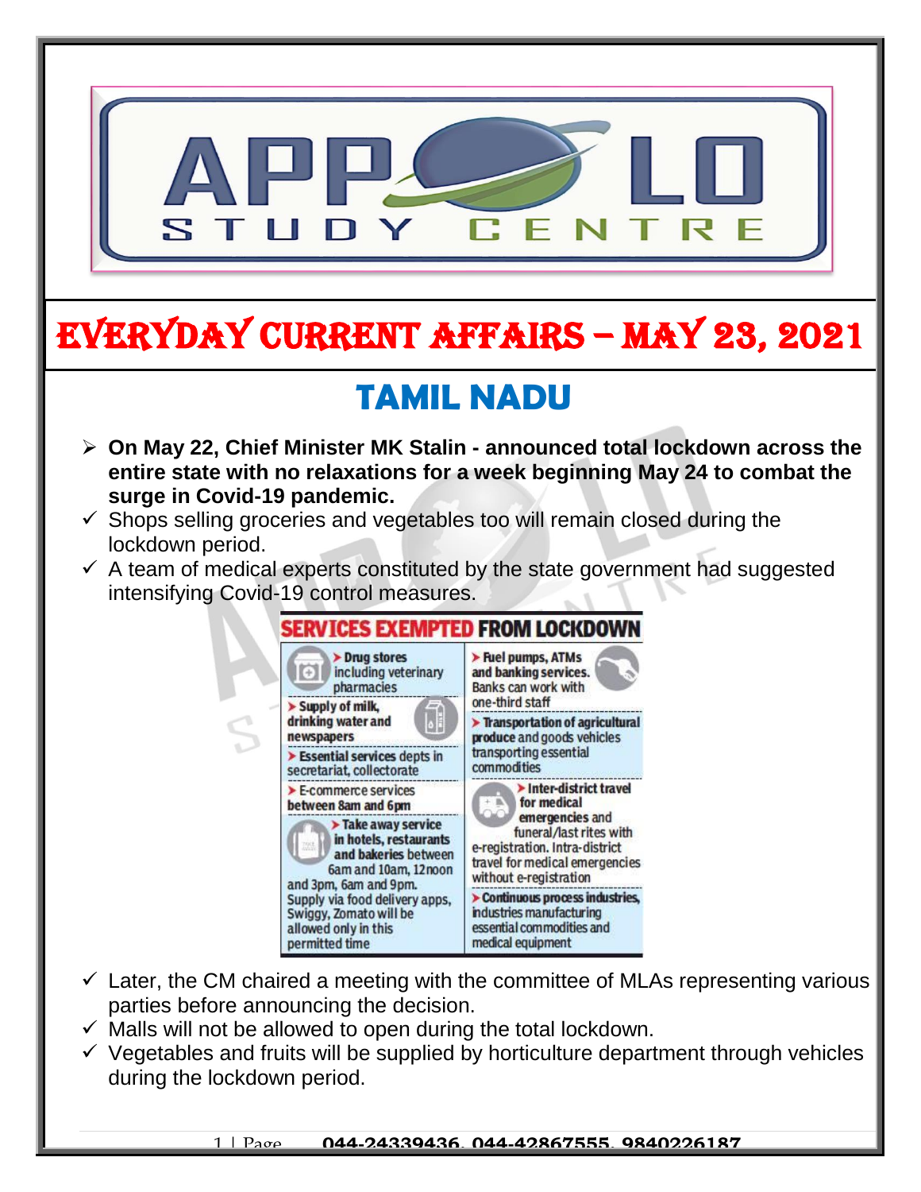# APPOLO STUDY CENTRE

# EVERYDAY CURRENT AFFAIRS – MAY 23, 2021

## TAMIL NADU

- **On May 22, Chief Minister MK Stalin - announced total lockdown across the entire state with no relaxations for a week beginning May 24 to combat the surge in Covid-19 pandemic.**
  - ✓ Shops selling groceries and vegetables too will remain closed during the lockdown period.
  - ✓ A team of medical experts constituted by the state government had suggested intensifying Covid-19 control measures.

**SERVICES EXEMPTED FROM LOCKDOWN**

| | |
|---|---|
| ➤ **Drug stores** including veterinary pharmacies | ➤ **Fuel pumps, ATMs and banking services.** Banks can work with one-third staff |
| ➤ **Supply of milk, drinking water and newspapers** | ➤ **Transportation of agricultural produce** and goods vehicles transporting essential commodities |
| ➤ **Essential services** depts in secretariat, collectorate | ➤ **Inter-district travel for medical emergencies** and funeral/last rites with e-registration. Intra-district travel for medical emergencies without e-registration |
| ➤ E-commerce services **between 8am and 6pm** | ➤ **Continuous process industries,** industries manufacturing essential commodities and medical equipment |
| ➤ **Take away service in hotels, restaurants and bakeries** between 6am and 10am, 12noon and 3pm, 6am and 9pm. Supply via food delivery apps, Swiggy, Zomato will be allowed only in this permitted time | |

- ✓ Later, the CM chaired a meeting with the committee of MLAs representing various parties before announcing the decision.
- ✓ Malls will not be allowed to open during the total lockdown.
- ✓ Vegetables and fruits will be supplied by horticulture department through vehicles during the lockdown period.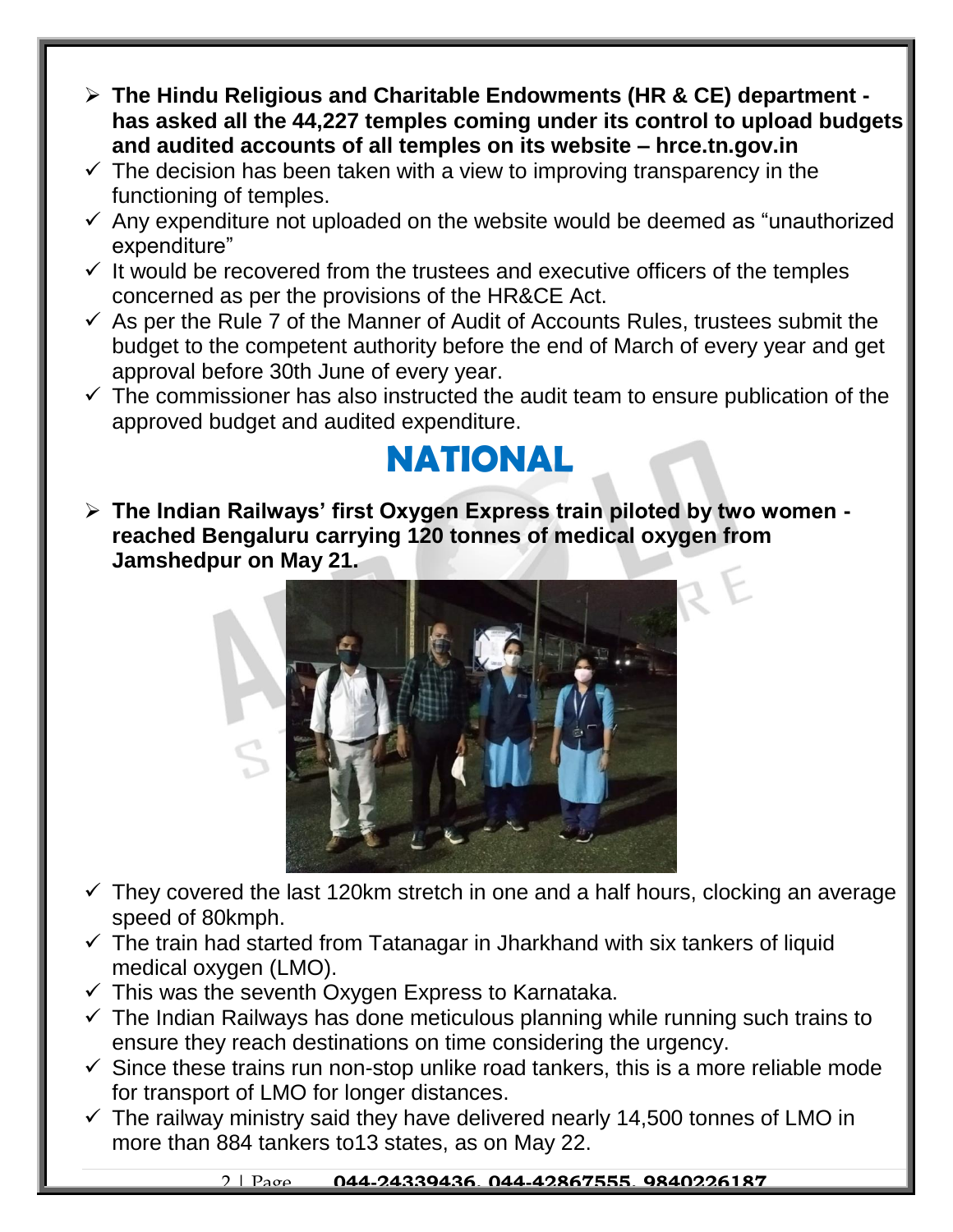- **The Hindu Religious and Charitable Endowments (HR & CE) department - has asked all the 44,227 temples coming under its control to upload budgets and audited accounts of all temples on its website – hrce.tn.gov.in**
  - ✓ The decision has been taken with a view to improving transparency in the functioning of temples.
  - ✓ Any expenditure not uploaded on the website would be deemed as "unauthorized expenditure"
  - ✓ It would be recovered from the trustees and executive officers of the temples concerned as per the provisions of the HR&CE Act.
  - ✓ As per the Rule 7 of the Manner of Audit of Accounts Rules, trustees submit the budget to the competent authority before the end of March of every year and get approval before 30th June of every year.
  - ✓ The commissioner has also instructed the audit team to ensure publication of the approved budget and audited expenditure.

# NATIONAL

- **The Indian Railways' first Oxygen Express train piloted by two women - reached Bengaluru carrying 120 tonnes of medical oxygen from Jamshedpur on May 21.**
  - ✓ They covered the last 120km stretch in one and a half hours, clocking an average speed of 80kmph.
  - ✓ The train had started from Tatanagar in Jharkhand with six tankers of liquid medical oxygen (LMO).
  - ✓ This was the seventh Oxygen Express to Karnataka.
  - ✓ The Indian Railways has done meticulous planning while running such trains to ensure they reach destinations on time considering the urgency.
  - ✓ Since these trains run non-stop unlike road tankers, this is a more reliable mode for transport of LMO for longer distances.
  - ✓ The railway ministry said they have delivered nearly 14,500 tonnes of LMO in more than 884 tankers to13 states, as on May 22.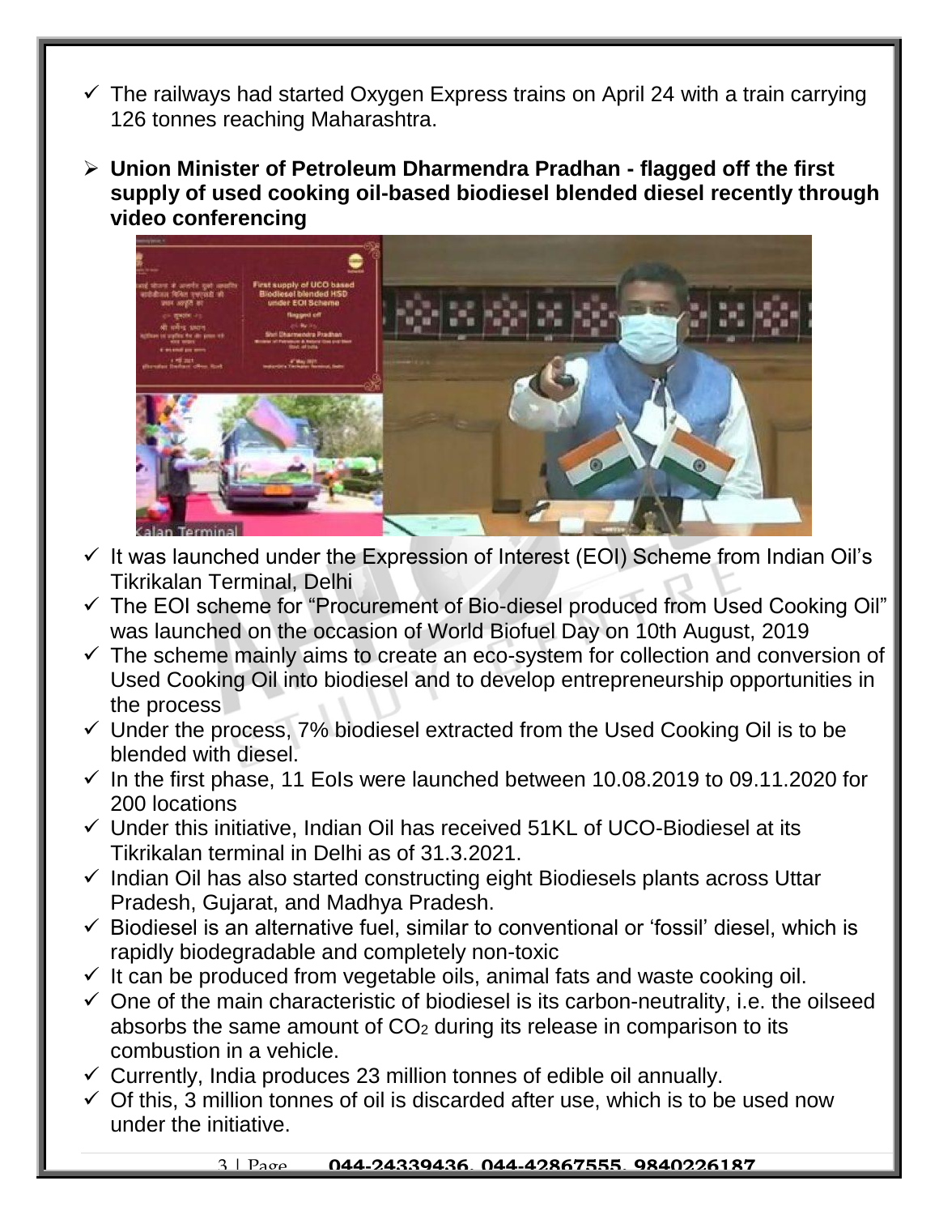- The railways had started Oxygen Express trains on April 24 with a train carrying 126 tonnes reaching Maharashtra.

- **Union Minister of Petroleum Dharmendra Pradhan - flagged off the first supply of used cooking oil-based biodiesel blended diesel recently through video conferencing**

- It was launched under the Expression of Interest (EOI) Scheme from Indian Oil's Tikrikalan Terminal, Delhi
- The EOI scheme for "Procurement of Bio-diesel produced from Used Cooking Oil" was launched on the occasion of World Biofuel Day on 10th August, 2019
- The scheme mainly aims to create an eco-system for collection and conversion of Used Cooking Oil into biodiesel and to develop entrepreneurship opportunities in the process
- Under the process, 7% biodiesel extracted from the Used Cooking Oil is to be blended with diesel.
- In the first phase, 11 EoIs were launched between 10.08.2019 to 09.11.2020 for 200 locations
- Under this initiative, Indian Oil has received 51KL of UCO-Biodiesel at its Tikrikalan terminal in Delhi as of 31.3.2021.
- Indian Oil has also started constructing eight Biodiesels plants across Uttar Pradesh, Gujarat, and Madhya Pradesh.
- Biodiesel is an alternative fuel, similar to conventional or 'fossil' diesel, which is rapidly biodegradable and completely non-toxic
- It can be produced from vegetable oils, animal fats and waste cooking oil.
- One of the main characteristic of biodiesel is its carbon-neutrality, i.e. the oilseed absorbs the same amount of $CO_2$ during its release in comparison to its combustion in a vehicle.
- Currently, India produces 23 million tonnes of edible oil annually.
- Of this, 3 million tonnes of oil is discarded after use, which is to be used now under the initiative.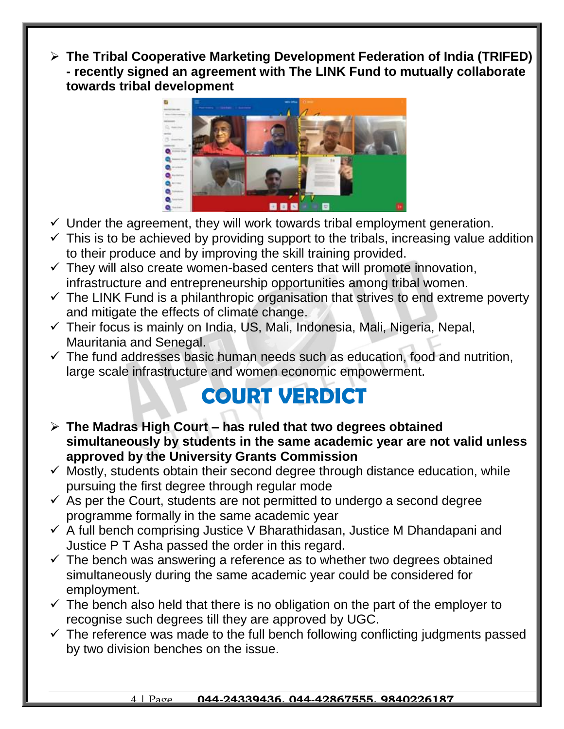- **The Tribal Cooperative Marketing Development Federation of India (TRIFED) - recently signed an agreement with The LINK Fund to mutually collaborate towards tribal development**
  - ✓ Under the agreement, they will work towards tribal employment generation.
  - ✓ This is to be achieved by providing support to the tribals, increasing value addition to their produce and by improving the skill training provided.
  - ✓ They will also create women-based centers that will promote innovation, infrastructure and entrepreneurship opportunities among tribal women.
  - ✓ The LINK Fund is a philanthropic organisation that strives to end extreme poverty and mitigate the effects of climate change.
  - ✓ Their focus is mainly on India, US, Mali, Indonesia, Mali, Nigeria, Nepal, Mauritania and Senegal.
  - ✓ The fund addresses basic human needs such as education, food and nutrition, large scale infrastructure and women economic empowerment.

# COURT VERDICT

- **The Madras High Court – has ruled that two degrees obtained simultaneously by students in the same academic year are not valid unless approved by the University Grants Commission**
  - ✓ Mostly, students obtain their second degree through distance education, while pursuing the first degree through regular mode
  - ✓ As per the Court, students are not permitted to undergo a second degree programme formally in the same academic year
  - ✓ A full bench comprising Justice V Bharathidasan, Justice M Dhandapani and Justice P T Asha passed the order in this regard.
  - ✓ The bench was answering a reference as to whether two degrees obtained simultaneously during the same academic year could be considered for employment.
  - ✓ The bench also held that there is no obligation on the part of the employer to recognise such degrees till they are approved by UGC.
  - ✓ The reference was made to the full bench following conflicting judgments passed by two division benches on the issue.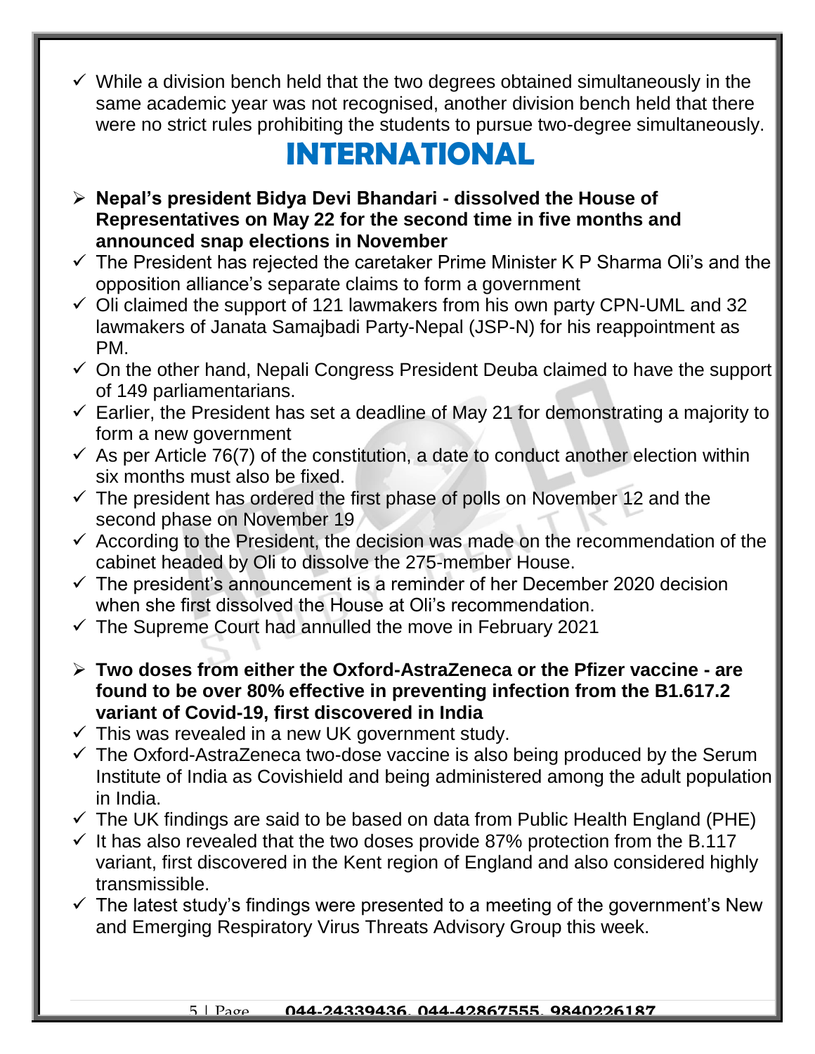- While a division bench held that the two degrees obtained simultaneously in the same academic year was not recognised, another division bench held that there were no strict rules prohibiting the students to pursue two-degree simultaneously.

# INTERNATIONAL

- **Nepal's president Bidya Devi Bhandari - dissolved the House of Representatives on May 22 for the second time in five months and announced snap elections in November**
  - The President has rejected the caretaker Prime Minister K P Sharma Oli's and the opposition alliance's separate claims to form a government
  - Oli claimed the support of 121 lawmakers from his own party CPN-UML and 32 lawmakers of Janata Samajbadi Party-Nepal (JSP-N) for his reappointment as PM.
  - On the other hand, Nepali Congress President Deuba claimed to have the support of 149 parliamentarians.
  - Earlier, the President has set a deadline of May 21 for demonstrating a majority to form a new government
  - As per Article 76(7) of the constitution, a date to conduct another election within six months must also be fixed.
  - The president has ordered the first phase of polls on November 12 and the second phase on November 19
  - According to the President, the decision was made on the recommendation of the cabinet headed by Oli to dissolve the 275-member House.
  - The president's announcement is a reminder of her December 2020 decision when she first dissolved the House at Oli's recommendation.
  - The Supreme Court had annulled the move in February 2021

- **Two doses from either the Oxford-AstraZeneca or the Pfizer vaccine - are found to be over 80% effective in preventing infection from the B1.617.2 variant of Covid-19, first discovered in India**
  - This was revealed in a new UK government study.
  - The Oxford-AstraZeneca two-dose vaccine is also being produced by the Serum Institute of India as Covishield and being administered among the adult population in India.
  - The UK findings are said to be based on data from Public Health England (PHE)
  - It has also revealed that the two doses provide 87% protection from the B.117 variant, first discovered in the Kent region of England and also considered highly transmissible.
  - The latest study's findings were presented to a meeting of the government's New and Emerging Respiratory Virus Threats Advisory Group this week.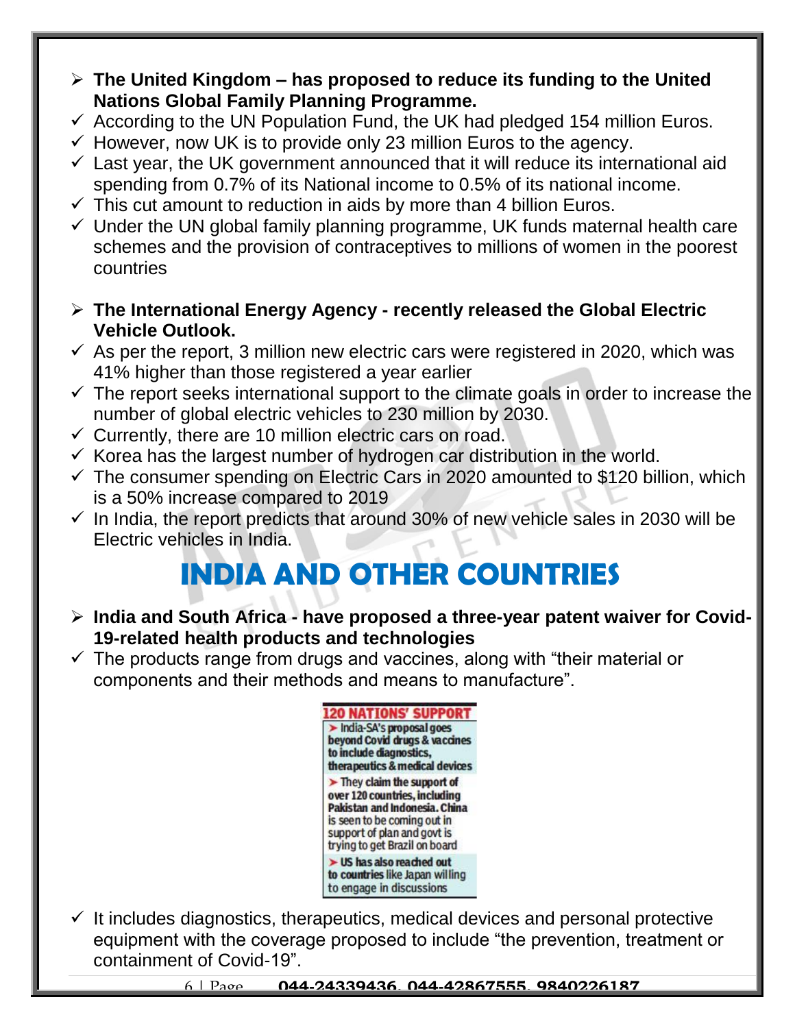- **The United Kingdom – has proposed to reduce its funding to the United Nations Global Family Planning Programme.**
  - According to the UN Population Fund, the UK had pledged 154 million Euros.
  - However, now UK is to provide only 23 million Euros to the agency.
  - Last year, the UK government announced that it will reduce its international aid spending from 0.7% of its National income to 0.5% of its national income.
  - This cut amount to reduction in aids by more than 4 billion Euros.
  - Under the UN global family planning programme, UK funds maternal health care schemes and the provision of contraceptives to millions of women in the poorest countries

- **The International Energy Agency - recently released the Global Electric Vehicle Outlook.**
  - As per the report, 3 million new electric cars were registered in 2020, which was 41% higher than those registered a year earlier
  - The report seeks international support to the climate goals in order to increase the number of global electric vehicles to 230 million by 2030.
  - Currently, there are 10 million electric cars on road.
  - Korea has the largest number of hydrogen car distribution in the world.
  - The consumer spending on Electric Cars in 2020 amounted to $120 billion, which is a 50% increase compared to 2019
  - In India, the report predicts that around 30% of new vehicle sales in 2030 will be Electric vehicles in India.

# INDIA AND OTHER COUNTRIES

- **India and South Africa - have proposed a three-year patent waiver for Covid-19-related health products and technologies**
  - The products range from drugs and vaccines, along with "their material or components and their methods and means to manufacture".

**120 NATIONS' SUPPORT**

- India-SA's proposal goes beyond Covid drugs & vaccines to include diagnostics, therapeutics & medical devices
- They claim the support of over 120 countries, including Pakistan and Indonesia. China is seen to be coming out in support of plan and govt is trying to get Brazil on board
- US has also reached out to countries like Japan willing to engage in discussions

  - It includes diagnostics, therapeutics, medical devices and personal protective equipment with the coverage proposed to include "the prevention, treatment or containment of Covid-19".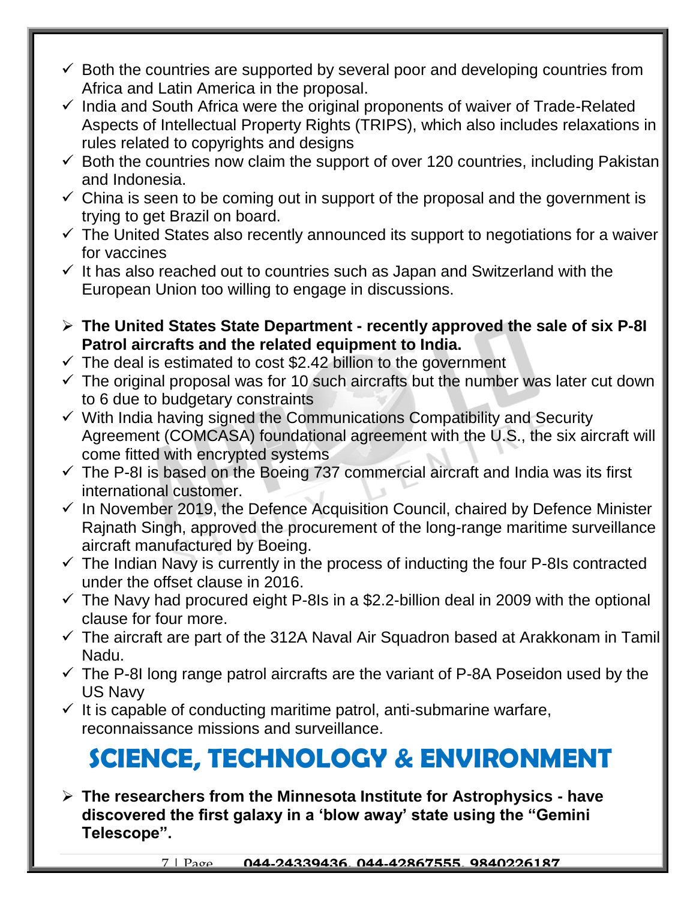- ✓ Both the countries are supported by several poor and developing countries from Africa and Latin America in the proposal.
- ✓ India and South Africa were the original proponents of waiver of Trade-Related Aspects of Intellectual Property Rights (TRIPS), which also includes relaxations in rules related to copyrights and designs
- ✓ Both the countries now claim the support of over 120 countries, including Pakistan and Indonesia.
- ✓ China is seen to be coming out in support of the proposal and the government is trying to get Brazil on board.
- ✓ The United States also recently announced its support to negotiations for a waiver for vaccines
- ✓ It has also reached out to countries such as Japan and Switzerland with the European Union too willing to engage in discussions.

- ➢ **The United States State Department - recently approved the sale of six P-8I Patrol aircrafts and the related equipment to India.**
- ✓ The deal is estimated to cost $2.42 billion to the government
- ✓ The original proposal was for 10 such aircrafts but the number was later cut down to 6 due to budgetary constraints
- ✓ With India having signed the Communications Compatibility and Security Agreement (COMCASA) foundational agreement with the U.S., the six aircraft will come fitted with encrypted systems
- ✓ The P-8I is based on the Boeing 737 commercial aircraft and India was its first international customer.
- ✓ In November 2019, the Defence Acquisition Council, chaired by Defence Minister Rajnath Singh, approved the procurement of the long-range maritime surveillance aircraft manufactured by Boeing.
- ✓ The Indian Navy is currently in the process of inducting the four P-8Is contracted under the offset clause in 2016.
- ✓ The Navy had procured eight P-8Is in a $2.2-billion deal in 2009 with the optional clause for four more.
- ✓ The aircraft are part of the 312A Naval Air Squadron based at Arakkonam in Tamil Nadu.
- ✓ The P-8I long range patrol aircrafts are the variant of P-8A Poseidon used by the US Navy
- ✓ It is capable of conducting maritime patrol, anti-submarine warfare, reconnaissance missions and surveillance.

# SCIENCE, TECHNOLOGY & ENVIRONMENT

- ➢ **The researchers from the Minnesota Institute for Astrophysics - have discovered the first galaxy in a 'blow away' state using the "Gemini Telescope".**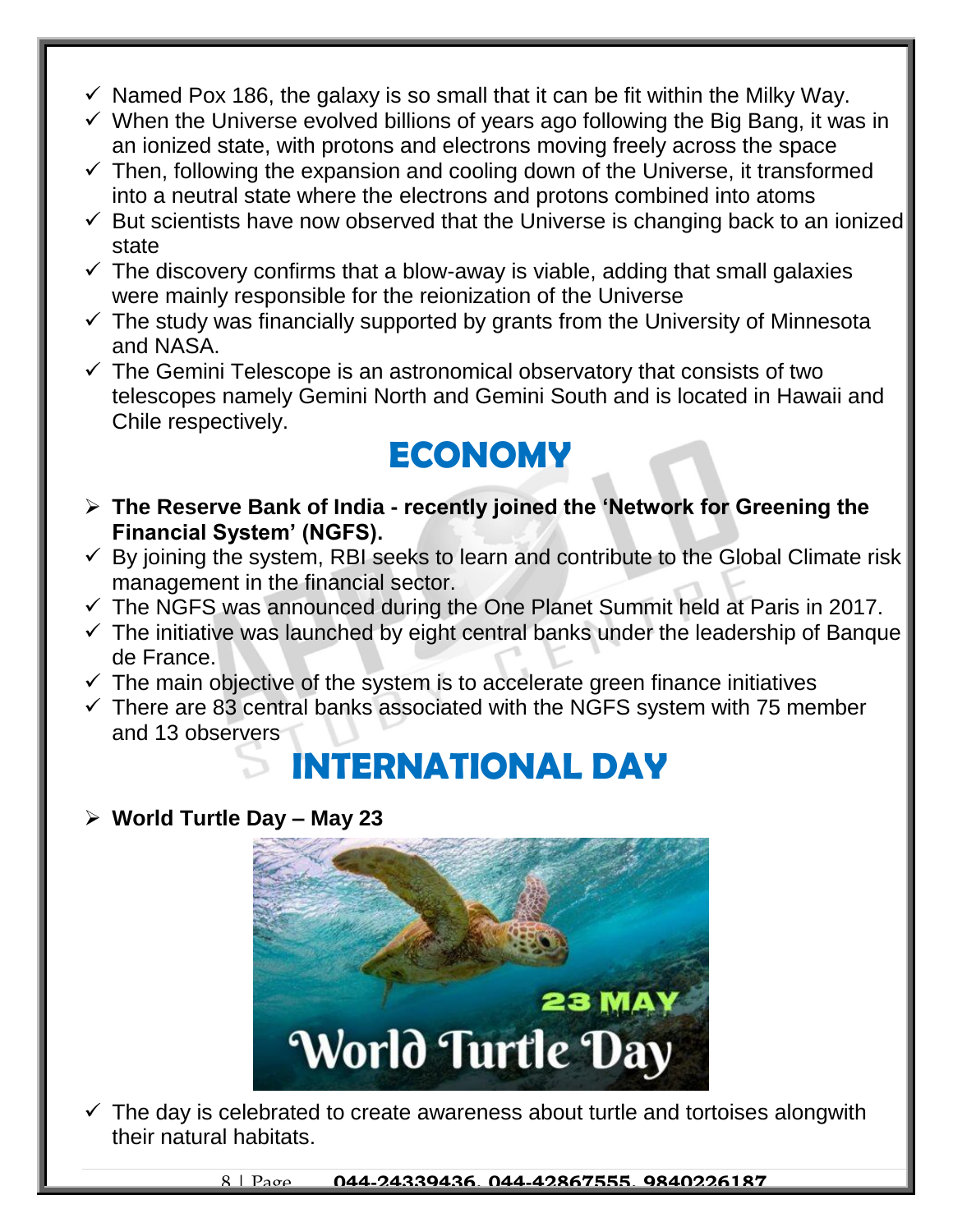- ✓ Named Pox 186, the galaxy is so small that it can be fit within the Milky Way.
- ✓ When the Universe evolved billions of years ago following the Big Bang, it was in an ionized state, with protons and electrons moving freely across the space
- ✓ Then, following the expansion and cooling down of the Universe, it transformed into a neutral state where the electrons and protons combined into atoms
- ✓ But scientists have now observed that the Universe is changing back to an ionized state
- ✓ The discovery confirms that a blow-away is viable, adding that small galaxies were mainly responsible for the reionization of the Universe
- ✓ The study was financially supported by grants from the University of Minnesota and NASA.
- ✓ The Gemini Telescope is an astronomical observatory that consists of two telescopes namely Gemini North and Gemini South and is located in Hawaii and Chile respectively.

# ECONOMY

- **The Reserve Bank of India - recently joined the 'Network for Greening the Financial System' (NGFS).**
- ✓ By joining the system, RBI seeks to learn and contribute to the Global Climate risk management in the financial sector.
- ✓ The NGFS was announced during the One Planet Summit held at Paris in 2017.
- ✓ The initiative was launched by eight central banks under the leadership of Banque de France.
- ✓ The main objective of the system is to accelerate green finance initiatives
- ✓ There are 83 central banks associated with the NGFS system with 75 member and 13 observers

# INTERNATIONAL DAY

- **World Turtle Day – May 23**

- ✓ The day is celebrated to create awareness about turtle and tortoises alongwith their natural habitats.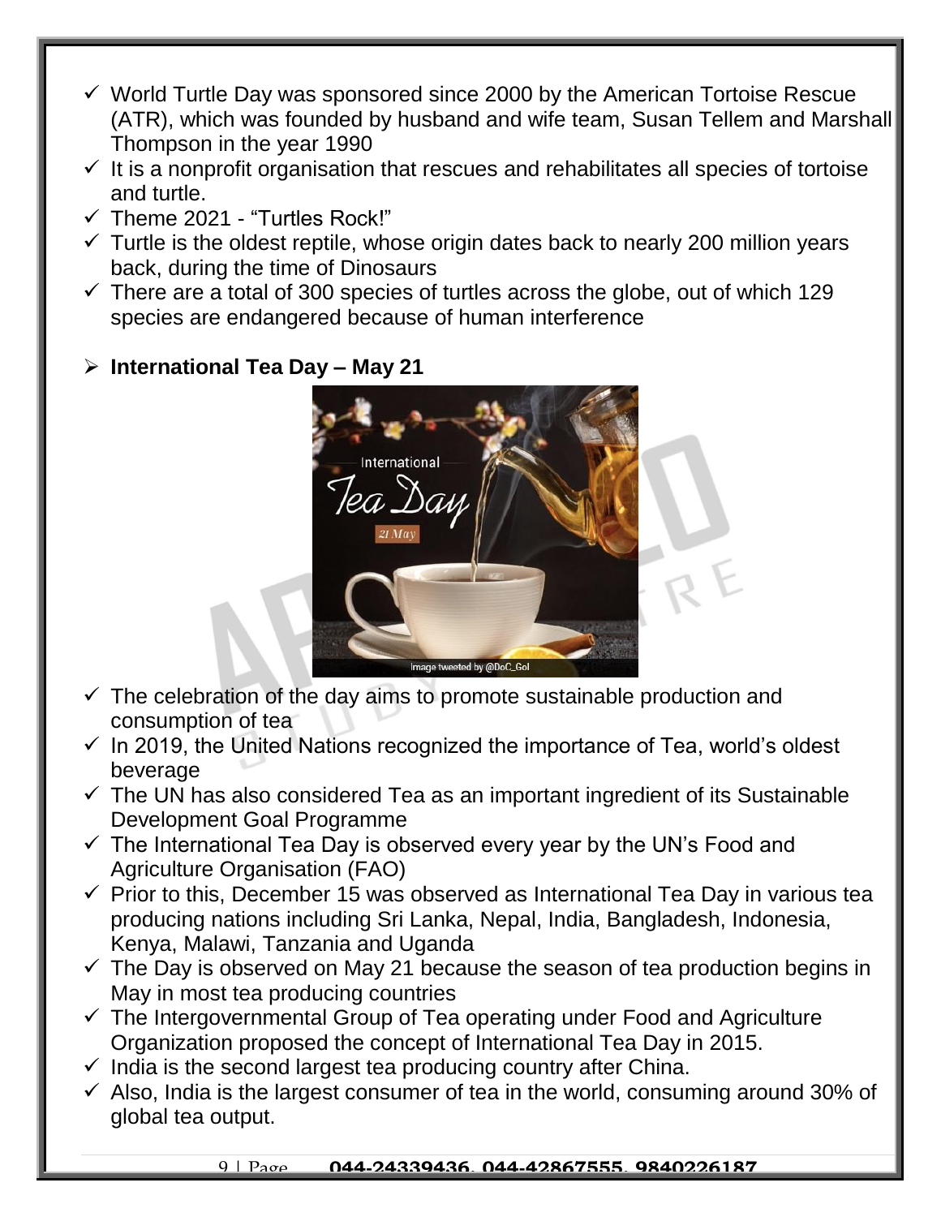- ✓ World Turtle Day was sponsored since 2000 by the American Tortoise Rescue (ATR), which was founded by husband and wife team, Susan Tellem and Marshall Thompson in the year 1990
- ✓ It is a nonprofit organisation that rescues and rehabilitates all species of tortoise and turtle.
- ✓ Theme 2021 - "Turtles Rock!"
- ✓ Turtle is the oldest reptile, whose origin dates back to nearly 200 million years back, during the time of Dinosaurs
- ✓ There are a total of 300 species of turtles across the globe, out of which 129 species are endangered because of human interference

➢ **International Tea Day – May 21**

- ✓ The celebration of the day aims to promote sustainable production and consumption of tea
- ✓ In 2019, the United Nations recognized the importance of Tea, world's oldest beverage
- ✓ The UN has also considered Tea as an important ingredient of its Sustainable Development Goal Programme
- ✓ The International Tea Day is observed every year by the UN's Food and Agriculture Organisation (FAO)
- ✓ Prior to this, December 15 was observed as International Tea Day in various tea producing nations including Sri Lanka, Nepal, India, Bangladesh, Indonesia, Kenya, Malawi, Tanzania and Uganda
- ✓ The Day is observed on May 21 because the season of tea production begins in May in most tea producing countries
- ✓ The Intergovernmental Group of Tea operating under Food and Agriculture Organization proposed the concept of International Tea Day in 2015.
- ✓ India is the second largest tea producing country after China.
- ✓ Also, India is the largest consumer of tea in the world, consuming around 30% of global tea output.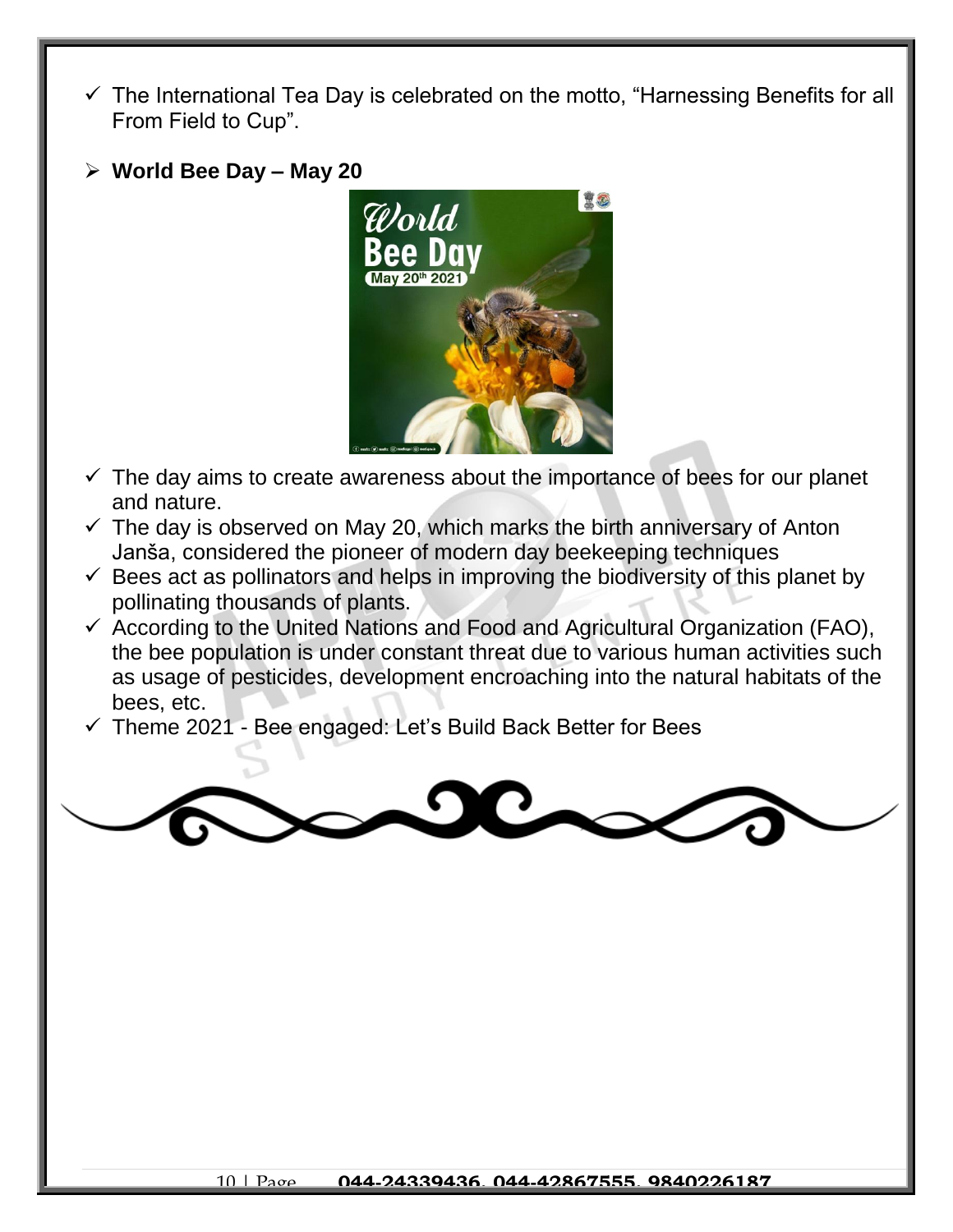- ✓ The International Tea Day is celebrated on the motto, "Harnessing Benefits for all From Field to Cup".

- **World Bee Day – May 20**

- ✓ The day aims to create awareness about the importance of bees for our planet and nature.
- ✓ The day is observed on May 20, which marks the birth anniversary of Anton Janša, considered the pioneer of modern day beekeeping techniques
- ✓ Bees act as pollinators and helps in improving the biodiversity of this planet by pollinating thousands of plants.
- ✓ According to the United Nations and Food and Agricultural Organization (FAO), the bee population is under constant threat due to various human activities such as usage of pesticides, development encroaching into the natural habitats of the bees, etc.
- ✓ Theme 2021 - Bee engaged: Let's Build Back Better for Bees